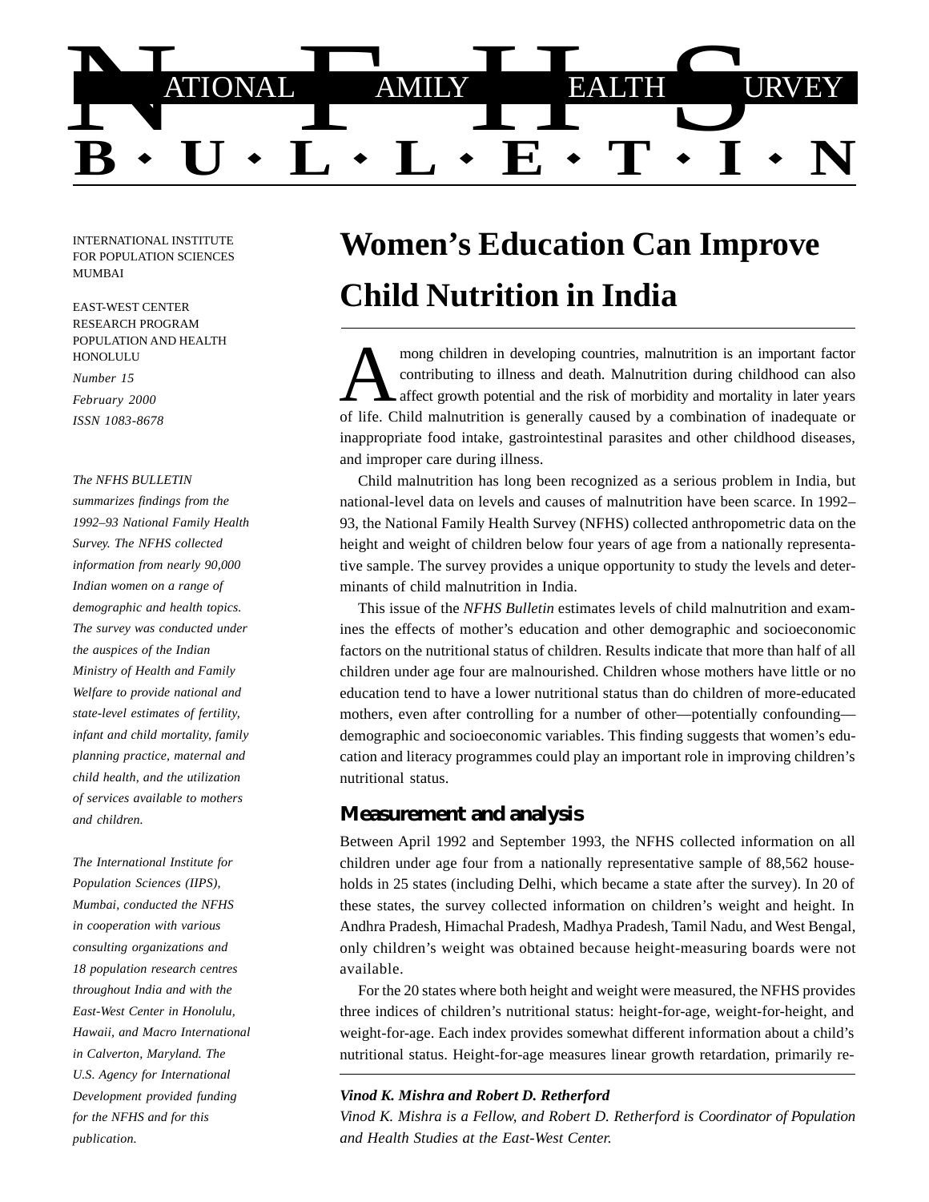# NATIONAL FAMILY HEALTH SURVEY BULLETIN

INTERNATIONAL INSTITUTE FOR POPULATION SCIENCES
MUMBAI

EAST-WEST CENTER
RESEARCH PROGRAM
POPULATION AND HEALTH
HONOLULU

*Number 15*
*February 2000*
*ISSN 1083-8678*

*The NFHS BULLETIN summarizes findings from the 1992–93 National Family Health Survey. The NFHS collected information from nearly 90,000 Indian women on a range of demographic and health topics. The survey was conducted under the auspices of the Indian Ministry of Health and Family Welfare to provide national and state-level estimates of fertility, infant and child mortality, family planning practice, maternal and child health, and the utilization of services available to mothers and children.*

*The International Institute for Population Sciences (IIPS), Mumbai, conducted the NFHS in cooperation with various consulting organizations and 18 population research centres throughout India and with the East-West Center in Honolulu, Hawaii, and Macro International in Calverton, Maryland. The U.S. Agency for International Development provided funding for the NFHS and for this publication.*

## Women's Education Can Improve Child Nutrition in India

Among children in developing countries, malnutrition is an important factor contributing to illness and death. Malnutrition during childhood can also affect growth potential and the risk of morbidity and mortality in later years of life. Child malnutrition is generally caused by a combination of inadequate or inappropriate food intake, gastrointestinal parasites and other childhood diseases, and improper care during illness.

Child malnutrition has long been recognized as a serious problem in India, but national-level data on levels and causes of malnutrition have been scarce. In 1992–93, the National Family Health Survey (NFHS) collected anthropometric data on the height and weight of children below four years of age from a nationally representative sample. The survey provides a unique opportunity to study the levels and determinants of child malnutrition in India.

This issue of the *NFHS Bulletin* estimates levels of child malnutrition and examines the effects of mother's education and other demographic and socioeconomic factors on the nutritional status of children. Results indicate that more than half of all children under age four are malnourished. Children whose mothers have little or no education tend to have a lower nutritional status than do children of more-educated mothers, even after controlling for a number of other—potentially confounding—demographic and socioeconomic variables. This finding suggests that women's education and literacy programmes could play an important role in improving children's nutritional status.

### Measurement and analysis

Between April 1992 and September 1993, the NFHS collected information on all children under age four from a nationally representative sample of 88,562 households in 25 states (including Delhi, which became a state after the survey). In 20 of these states, the survey collected information on children's weight and height. In Andhra Pradesh, Himachal Pradesh, Madhya Pradesh, Tamil Nadu, and West Bengal, only children's weight was obtained because height-measuring boards were not available.

For the 20 states where both height and weight were measured, the NFHS provides three indices of children's nutritional status: height-for-age, weight-for-height, and weight-for-age. Each index provides somewhat different information about a child's nutritional status. Height-for-age measures linear growth retardation, primarily re-

***Vinod K. Mishra and Robert D. Retherford***
*Vinod K. Mishra is a Fellow, and Robert D. Retherford is Coordinator of Population and Health Studies at the East-West Center.*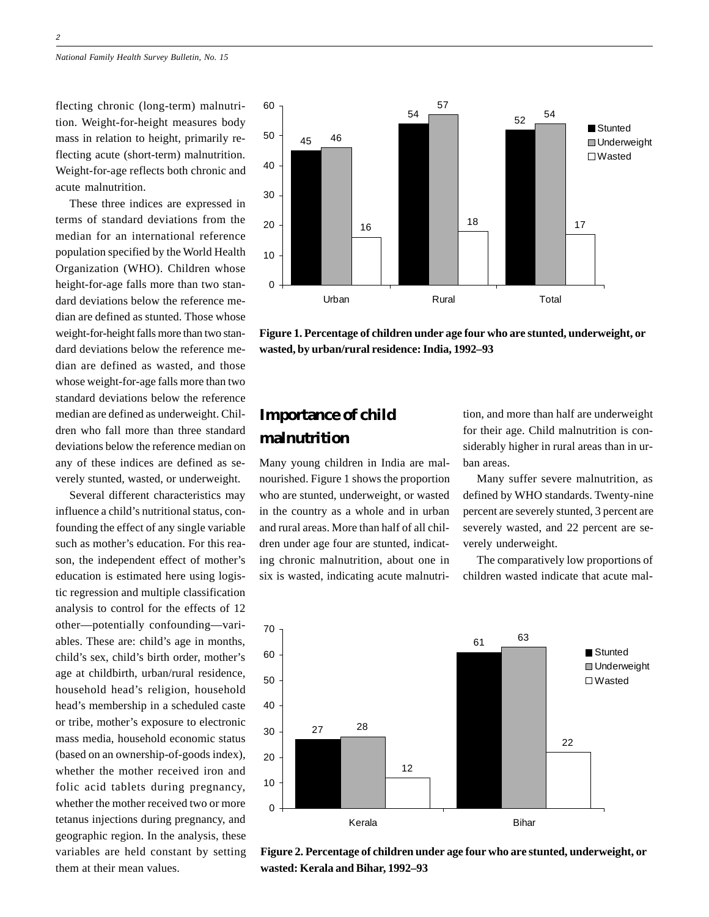flecting chronic (long-term) malnutrition. Weight-for-height measures body mass in relation to height, primarily reflecting acute (short-term) malnutrition. Weight-for-age reflects both chronic and acute malnutrition.

These three indices are expressed in terms of standard deviations from the median for an international reference population specified by the World Health Organization (WHO). Children whose height-for-age falls more than two standard deviations below the reference median are defined as stunted. Those whose weight-for-height falls more than two standard deviations below the reference median are defined as wasted, and those whose weight-for-age falls more than two standard deviations below the reference median are defined as underweight. Children who fall more than three standard deviations below the reference median on any of these indices are defined as severely stunted, wasted, or underweight.

Several different characteristics may influence a child's nutritional status, confounding the effect of any single variable such as mother's education. For this reason, the independent effect of mother's education is estimated here using logistic regression and multiple classification analysis to control for the effects of 12 other—potentially confounding—variables. These are: child's age in months, child's sex, child's birth order, mother's age at childbirth, urban/rural residence, household head's religion, household head's membership in a scheduled caste or tribe, mother's exposure to electronic mass media, household economic status (based on an ownership-of-goods index), whether the mother received iron and folic acid tablets during pregnancy, whether the mother received two or more tetanus injections during pregnancy, and geographic region. In the analysis, these variables are held constant by setting them at their mean values.

| | Stunted | Underweight | Wasted |
|---|---|---|---|
| Urban | 45 | 46 | 16 |
| Rural | 54 | 57 | 18 |
| Total | 52 | 54 | 17 |

**Figure 1. Percentage of children under age four who are stunted, underweight, or wasted, by urban/rural residence: India, 1992–93**

## Importance of child malnutrition

Many young children in India are malnourished. Figure 1 shows the proportion who are stunted, underweight, or wasted in the country as a whole and in urban and rural areas. More than half of all children under age four are stunted, indicating chronic malnutrition, about one in six is wasted, indicating acute malnutrition, and more than half are underweight for their age. Child malnutrition is considerably higher in rural areas than in urban areas.

Many suffer severe malnutrition, as defined by WHO standards. Twenty-nine percent are severely stunted, 3 percent are severely wasted, and 22 percent are severely underweight.

The comparatively low proportions of children wasted indicate that acute mal-

| | Stunted | Underweight | Wasted |
|---|---|---|---|
| Kerala | 27 | 28 | 12 |
| Bihar | 61 | 63 | 22 |

**Figure 2. Percentage of children under age four who are stunted, underweight, or wasted: Kerala and Bihar, 1992–93**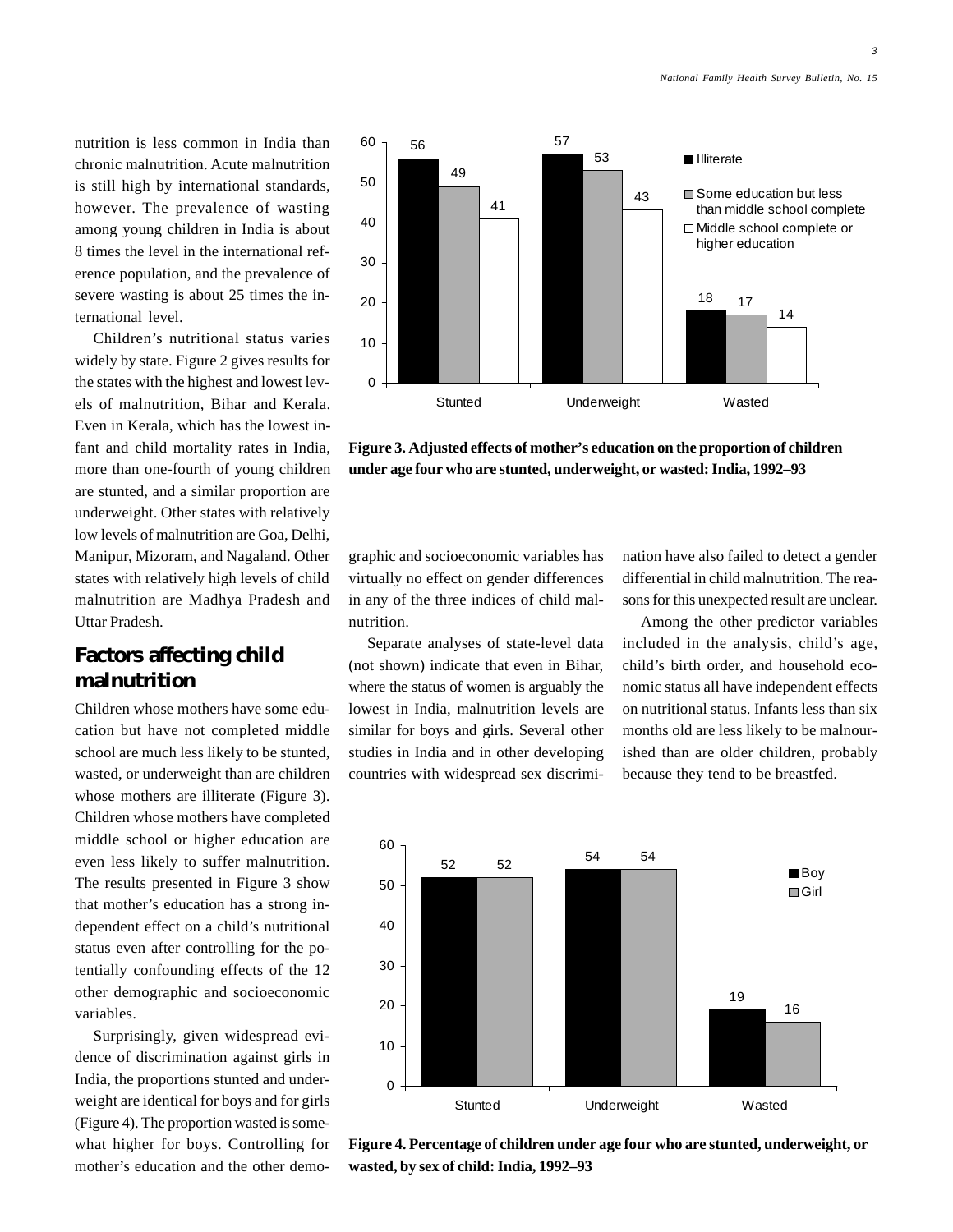nutrition is less common in India than chronic malnutrition. Acute malnutrition is still high by international standards, however. The prevalence of wasting among young children in India is about 8 times the level in the international reference population, and the prevalence of severe wasting is about 25 times the international level.

Children's nutritional status varies widely by state. Figure 2 gives results for the states with the highest and lowest levels of malnutrition, Bihar and Kerala. Even in Kerala, which has the lowest infant and child mortality rates in India, more than one-fourth of young children are stunted, and a similar proportion are underweight. Other states with relatively low levels of malnutrition are Goa, Delhi, Manipur, Mizoram, and Nagaland. Other states with relatively high levels of child malnutrition are Madhya Pradesh and Uttar Pradesh.

## Factors affecting child malnutrition

Children whose mothers have some education but have not completed middle school are much less likely to be stunted, wasted, or underweight than are children whose mothers are illiterate (Figure 3). Children whose mothers have completed middle school or higher education are even less likely to suffer malnutrition. The results presented in Figure 3 show that mother's education has a strong independent effect on a child's nutritional status even after controlling for the potentially confounding effects of the 12 other demographic and socioeconomic variables.

Surprisingly, given widespread evidence of discrimination against girls in India, the proportions stunted and underweight are identical for boys and for girls (Figure 4). The proportion wasted is somewhat higher for boys. Controlling for mother's education and the other demographic and socioeconomic variables has virtually no effect on gender differences in any of the three indices of child malnutrition.

Separate analyses of state-level data (not shown) indicate that even in Bihar, where the status of women is arguably the lowest in India, malnutrition levels are similar for boys and girls. Several other studies in India and in other developing countries with widespread sex discrimination have also failed to detect a gender differential in child malnutrition. The reasons for this unexpected result are unclear.

Among the other predictor variables included in the analysis, child's age, child's birth order, and household economic status all have independent effects on nutritional status. Infants less than six months old are less likely to be malnourished than are older children, probably because they tend to be breastfed.

| | Illiterate | Some education but less than middle school complete | Middle school complete or higher education |
|---|---|---|---|
| Stunted | 56 | 49 | 41 |
| Underweight | 57 | 53 | 43 |
| Wasted | 18 | 17 | 14 |

**Figure 3. Adjusted effects of mother's education on the proportion of children under age four who are stunted, underweight, or wasted: India, 1992–93**

| | Boy | Girl |
|---|---|---|
| Stunted | 52 | 52 |
| Underweight | 54 | 54 |
| Wasted | 19 | 16 |

**Figure 4. Percentage of children under age four who are stunted, underweight, or wasted, by sex of child: India, 1992–93**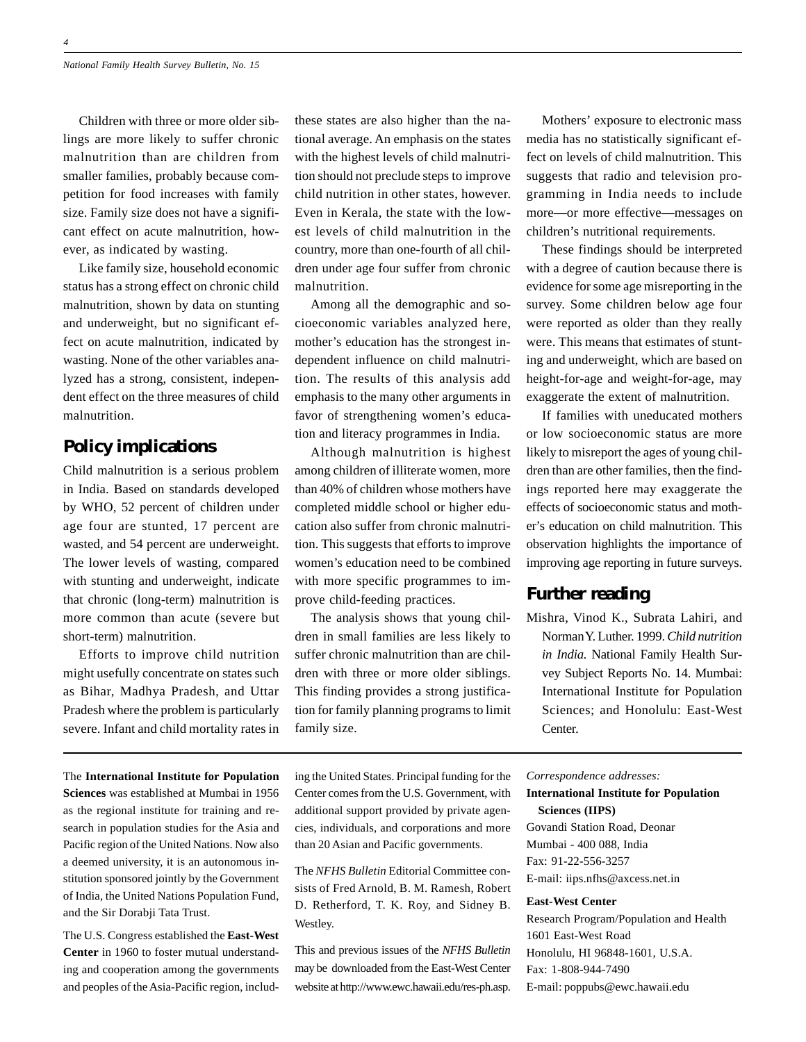Children with three or more older siblings are more likely to suffer chronic malnutrition than are children from smaller families, probably because competition for food increases with family size. Family size does not have a significant effect on acute malnutrition, however, as indicated by wasting.

Like family size, household economic status has a strong effect on chronic child malnutrition, shown by data on stunting and underweight, but no significant effect on acute malnutrition, indicated by wasting. None of the other variables analyzed has a strong, consistent, independent effect on the three measures of child malnutrition.

## Policy implications

Child malnutrition is a serious problem in India. Based on standards developed by WHO, 52 percent of children under age four are stunted, 17 percent are wasted, and 54 percent are underweight. The lower levels of wasting, compared with stunting and underweight, indicate that chronic (long-term) malnutrition is more common than acute (severe but short-term) malnutrition.

Efforts to improve child nutrition might usefully concentrate on states such as Bihar, Madhya Pradesh, and Uttar Pradesh where the problem is particularly severe. Infant and child mortality rates in these states are also higher than the national average. An emphasis on the states with the highest levels of child malnutrition should not preclude steps to improve child nutrition in other states, however. Even in Kerala, the state with the lowest levels of child malnutrition in the country, more than one-fourth of all children under age four suffer from chronic malnutrition.

Among all the demographic and socioeconomic variables analyzed here, mother's education has the strongest independent influence on child malnutrition. The results of this analysis add emphasis to the many other arguments in favor of strengthening women's education and literacy programmes in India.

Although malnutrition is highest among children of illiterate women, more than 40% of children whose mothers have completed middle school or higher education also suffer from chronic malnutrition. This suggests that efforts to improve women's education need to be combined with more specific programmes to improve child-feeding practices.

The analysis shows that young children in small families are less likely to suffer chronic malnutrition than are children with three or more older siblings. This finding provides a strong justification for family planning programs to limit family size.

Mothers' exposure to electronic mass media has no statistically significant effect on levels of child malnutrition. This suggests that radio and television programming in India needs to include more—or more effective—messages on children's nutritional requirements.

These findings should be interpreted with a degree of caution because there is evidence for some age misreporting in the survey. Some children below age four were reported as older than they really were. This means that estimates of stunting and underweight, which are based on height-for-age and weight-for-age, may exaggerate the extent of malnutrition.

If families with uneducated mothers or low socioeconomic status are more likely to misreport the ages of young children than are other families, then the findings reported here may exaggerate the effects of socioeconomic status and mother's education on child malnutrition. This observation highlights the importance of improving age reporting in future surveys.

## Further reading

Mishra, Vinod K., Subrata Lahiri, and Norman Y. Luther. 1999. *Child nutrition in India.* National Family Health Survey Subject Reports No. 14. Mumbai: International Institute for Population Sciences; and Honolulu: East-West Center.

---

The **International Institute for Population Sciences** was established at Mumbai in 1956 as the regional institute for training and research in population studies for the Asia and Pacific region of the United Nations. Now also a deemed university, it is an autonomous institution sponsored jointly by the Government of India, the United Nations Population Fund, and the Sir Dorabji Tata Trust.

The U.S. Congress established the **East-West Center** in 1960 to foster mutual understanding and cooperation among the governments and peoples of the Asia-Pacific region, including the United States. Principal funding for the Center comes from the U.S. Government, with additional support provided by private agencies, individuals, and corporations and more than 20 Asian and Pacific governments.

The *NFHS Bulletin* Editorial Committee consists of Fred Arnold, B. M. Ramesh, Robert D. Retherford, T. K. Roy, and Sidney B. Westley.

This and previous issues of the *NFHS Bulletin* may be downloaded from the East-West Center website at http://www.ewc.hawaii.edu/res-ph.asp.

*Correspondence addresses:*

**International Institute for Population Sciences (IIPS)**
Govandi Station Road, Deonar
Mumbai - 400 088, India
Fax: 91-22-556-3257
E-mail: iips.nfhs@axcess.net.in

**East-West Center**
Research Program/Population and Health
1601 East-West Road
Honolulu, HI 96848-1601, U.S.A.
Fax: 1-808-944-7490
E-mail: poppubs@ewc.hawaii.edu